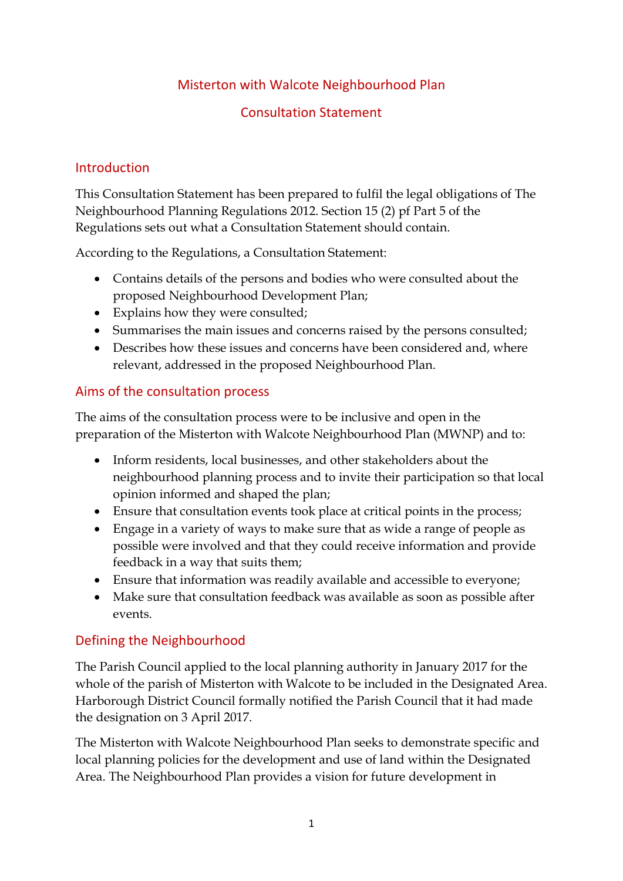# Misterton with Walcote Neighbourhood Plan

## Consultation Statement

## Introduction

This Consultation Statement has been prepared to fulfil the legal obligations of The Neighbourhood Planning Regulations 2012. Section 15 (2) pf Part 5 of the Regulations sets out what a Consultation Statement should contain.

According to the Regulations, a Consultation Statement:

- Contains details of the persons and bodies who were consulted about the proposed Neighbourhood Development Plan;
- Explains how they were consulted;
- Summarises the main issues and concerns raised by the persons consulted;
- Describes how these issues and concerns have been considered and, where relevant, addressed in the proposed Neighbourhood Plan.

## Aims of the consultation process

The aims of the consultation process were to be inclusive and open in the preparation of the Misterton with Walcote Neighbourhood Plan (MWNP) and to:

- Inform residents, local businesses, and other stakeholders about the neighbourhood planning process and to invite their participation so that local opinion informed and shaped the plan;
- Ensure that consultation events took place at critical points in the process;
- Engage in a variety of ways to make sure that as wide a range of people as possible were involved and that they could receive information and provide feedback in a way that suits them;
- Ensure that information was readily available and accessible to everyone;
- Make sure that consultation feedback was available as soon as possible after events.

## Defining the Neighbourhood

The Parish Council applied to the local planning authority in January 2017 for the whole of the parish of Misterton with Walcote to be included in the Designated Area. Harborough District Council formally notified the Parish Council that it had made the designation on 3 April 2017.

The Misterton with Walcote Neighbourhood Plan seeks to demonstrate specific and local planning policies for the development and use of land within the Designated Area. The Neighbourhood Plan provides a vision for future development in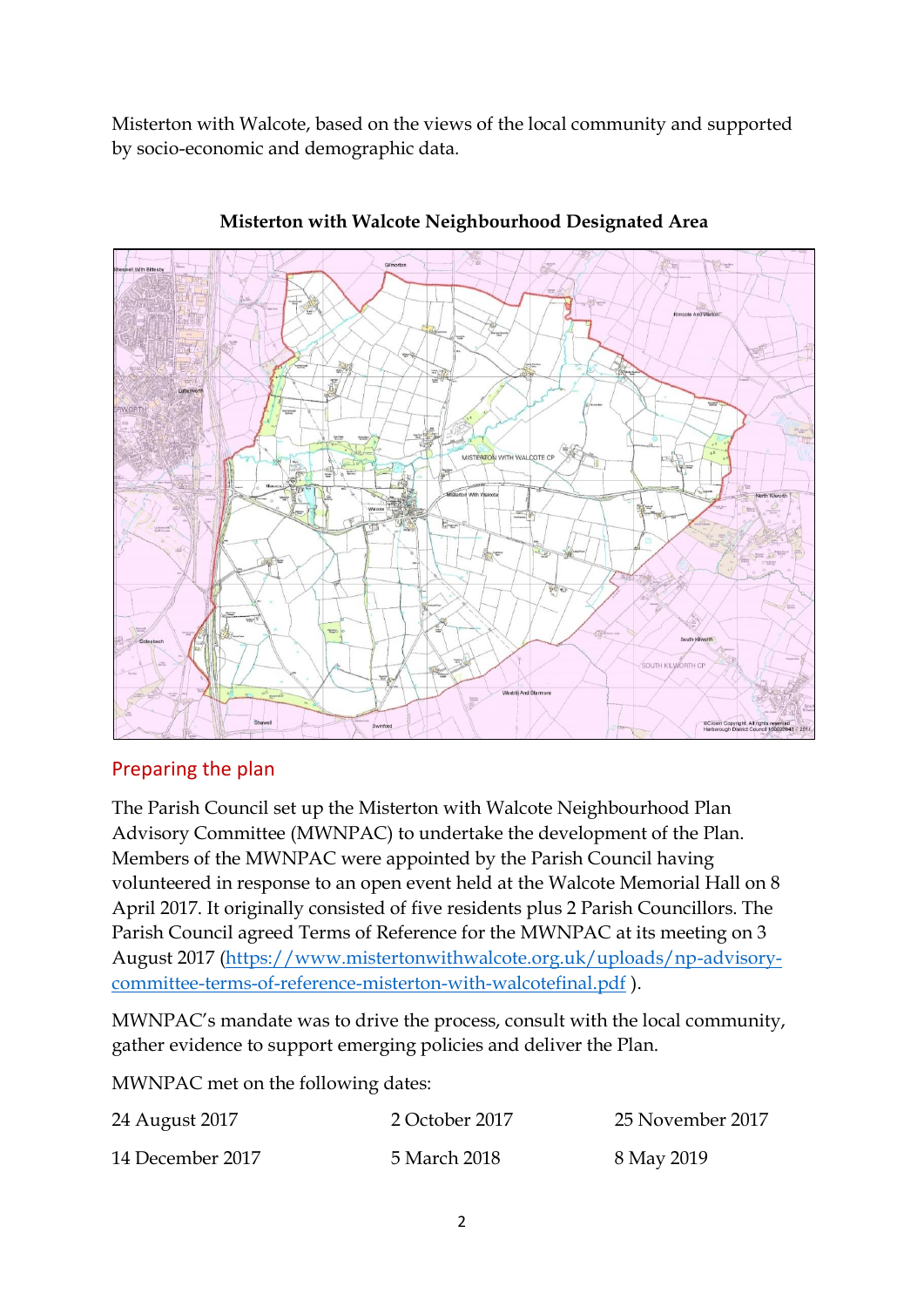Misterton with Walcote, based on the views of the local community and supported by socio-economic and demographic data.

**Misterton with Walcote Neighbourhood Designated Area**

## Preparing the plan

The Parish Council set up the Misterton with Walcote Neighbourhood Plan Advisory Committee (MWNPAC) to undertake the development of the Plan. Members of the MWNPAC were appointed by the Parish Council having volunteered in response to an open event held at the Walcote Memorial Hall on 8 April 2017. It originally consisted of five residents plus 2 Parish Councillors. The Parish Council agreed Terms of Reference for the MWNPAC at its meeting on 3 August 2017 (https://www.mistertonwithwalcote.org.uk/uploads/np-advisory-committee-terms-of-reference-misterton-with-walcotefinal.pdf ).

MWNPAC's mandate was to drive the process, consult with the local community, gather evidence to support emerging policies and deliver the Plan.

MWNPAC met on the following dates:

| | | |
|---|---|---|
| 24 August 2017 | 2 October 2017 | 25 November 2017 |
| 14 December 2017 | 5 March 2018 | 8 May 2019 |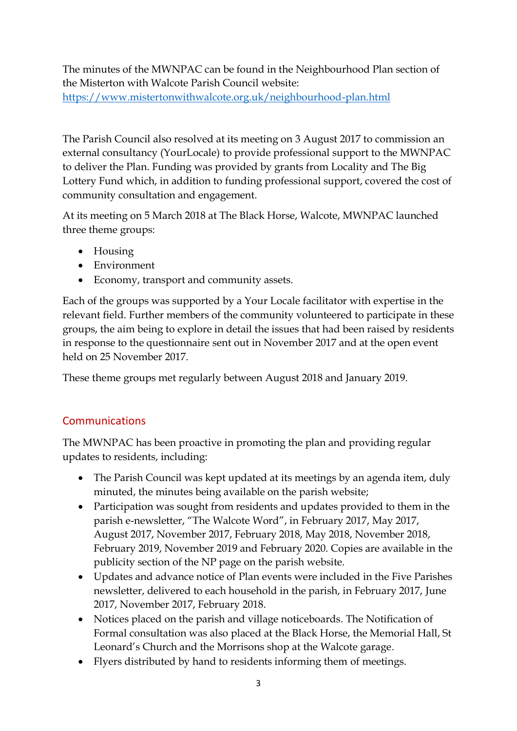The minutes of the MWNPAC can be found in the Neighbourhood Plan section of the Misterton with Walcote Parish Council website: https://www.mistertonwithwalcote.org.uk/neighbourhood-plan.html

The Parish Council also resolved at its meeting on 3 August 2017 to commission an external consultancy (YourLocale) to provide professional support to the MWNPAC to deliver the Plan. Funding was provided by grants from Locality and The Big Lottery Fund which, in addition to funding professional support, covered the cost of community consultation and engagement.

At its meeting on 5 March 2018 at The Black Horse, Walcote, MWNPAC launched three theme groups:

- Housing
- Environment
- Economy, transport and community assets.

Each of the groups was supported by a Your Locale facilitator with expertise in the relevant field. Further members of the community volunteered to participate in these groups, the aim being to explore in detail the issues that had been raised by residents in response to the questionnaire sent out in November 2017 and at the open event held on 25 November 2017.

These theme groups met regularly between August 2018 and January 2019.

## Communications

The MWNPAC has been proactive in promoting the plan and providing regular updates to residents, including:

- The Parish Council was kept updated at its meetings by an agenda item, duly minuted, the minutes being available on the parish website;
- Participation was sought from residents and updates provided to them in the parish e-newsletter, "The Walcote Word", in February 2017, May 2017, August 2017, November 2017, February 2018, May 2018, November 2018, February 2019, November 2019 and February 2020. Copies are available in the publicity section of the NP page on the parish website.
- Updates and advance notice of Plan events were included in the Five Parishes newsletter, delivered to each household in the parish, in February 2017, June 2017, November 2017, February 2018.
- Notices placed on the parish and village noticeboards. The Notification of Formal consultation was also placed at the Black Horse, the Memorial Hall, St Leonard's Church and the Morrisons shop at the Walcote garage.
- Flyers distributed by hand to residents informing them of meetings.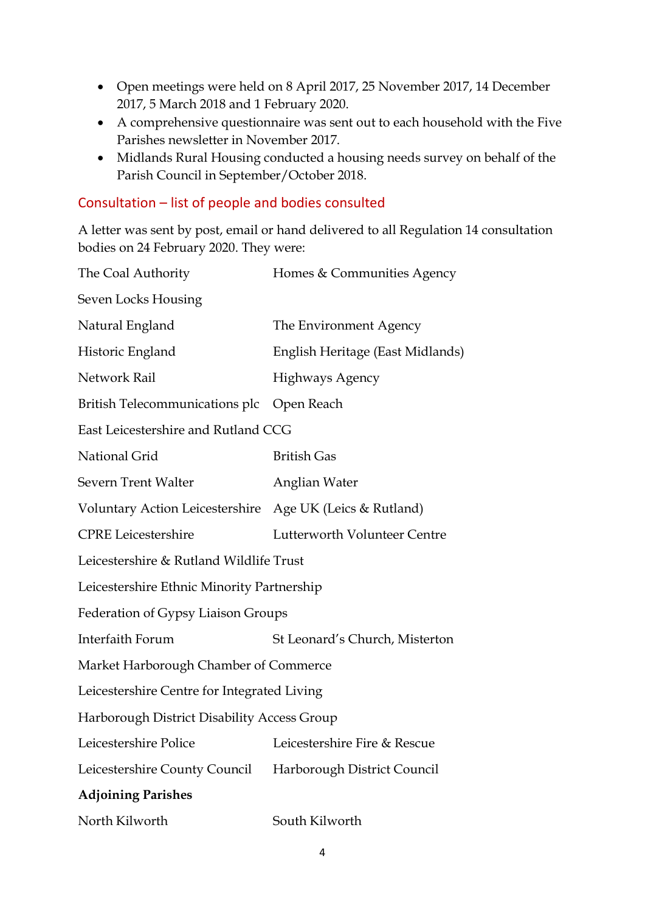- Open meetings were held on 8 April 2017, 25 November 2017, 14 December 2017, 5 March 2018 and 1 February 2020.
- A comprehensive questionnaire was sent out to each household with the Five Parishes newsletter in November 2017.
- Midlands Rural Housing conducted a housing needs survey on behalf of the Parish Council in September/October 2018.

## Consultation – list of people and bodies consulted

A letter was sent by post, email or hand delivered to all Regulation 14 consultation bodies on 24 February 2020. They were:

The Coal Authority
Homes & Communities Agency
Seven Locks Housing
Natural England
The Environment Agency
Historic England
English Heritage (East Midlands)
Network Rail
Highways Agency
British Telecommunications plc
Open Reach
East Leicestershire and Rutland CCG
National Grid
British Gas
Severn Trent Walter
Anglian Water
Voluntary Action Leicestershire
Age UK (Leics & Rutland)
CPRE Leicestershire
Lutterworth Volunteer Centre
Leicestershire & Rutland Wildlife Trust
Leicestershire Ethnic Minority Partnership
Federation of Gypsy Liaison Groups
Interfaith Forum
St Leonard's Church, Misterton
Market Harborough Chamber of Commerce
Leicestershire Centre for Integrated Living
Harborough District Disability Access Group
Leicestershire Police
Leicestershire Fire & Rescue
Leicestershire County Council
Harborough District Council

**Adjoining Parishes**

North Kilworth
South Kilworth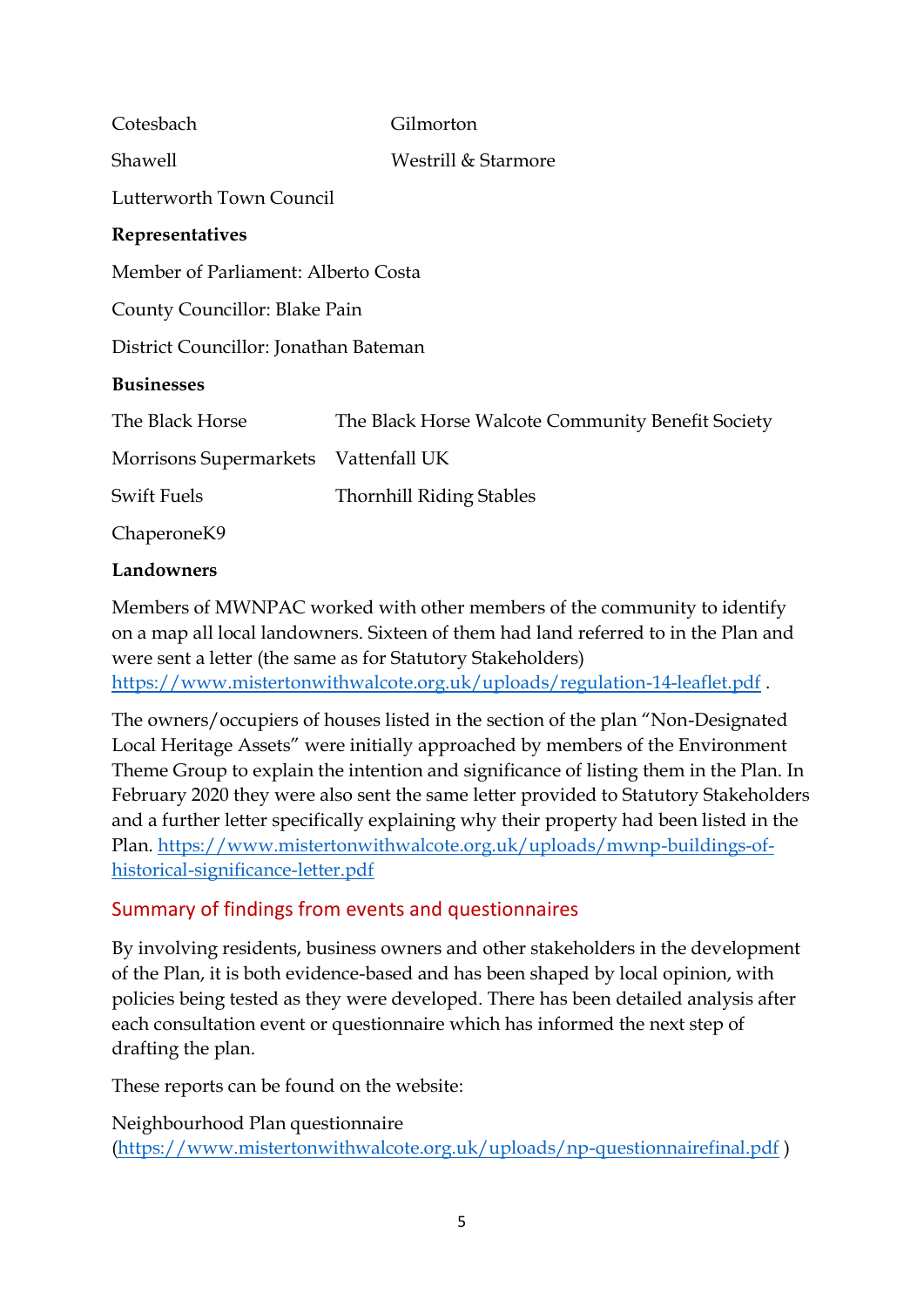Cotesbach

Gilmorton

Shawell

Westrill & Starmore

Lutterworth Town Council

**Representatives**

Member of Parliament: Alberto Costa

County Councillor: Blake Pain

District Councillor: Jonathan Bateman

**Businesses**

The Black Horse

The Black Horse Walcote Community Benefit Society

Morrisons Supermarkets

Vattenfall UK

Swift Fuels

Thornhill Riding Stables

ChaperoneK9

**Landowners**

Members of MWNPAC worked with other members of the community to identify on a map all local landowners. Sixteen of them had land referred to in the Plan and were sent a letter (the same as for Statutory Stakeholders) https://www.mistertonwithwalcote.org.uk/uploads/regulation-14-leaflet.pdf .

The owners/occupiers of houses listed in the section of the plan "Non-Designated Local Heritage Assets" were initially approached by members of the Environment Theme Group to explain the intention and significance of listing them in the Plan. In February 2020 they were also sent the same letter provided to Statutory Stakeholders and a further letter specifically explaining why their property had been listed in the Plan. https://www.mistertonwithwalcote.org.uk/uploads/mwnp-buildings-of-historical-significance-letter.pdf

## Summary of findings from events and questionnaires

By involving residents, business owners and other stakeholders in the development of the Plan, it is both evidence-based and has been shaped by local opinion, with policies being tested as they were developed. There has been detailed analysis after each consultation event or questionnaire which has informed the next step of drafting the plan.

These reports can be found on the website:

Neighbourhood Plan questionnaire (https://www.mistertonwithwalcote.org.uk/uploads/np-questionnairefinal.pdf )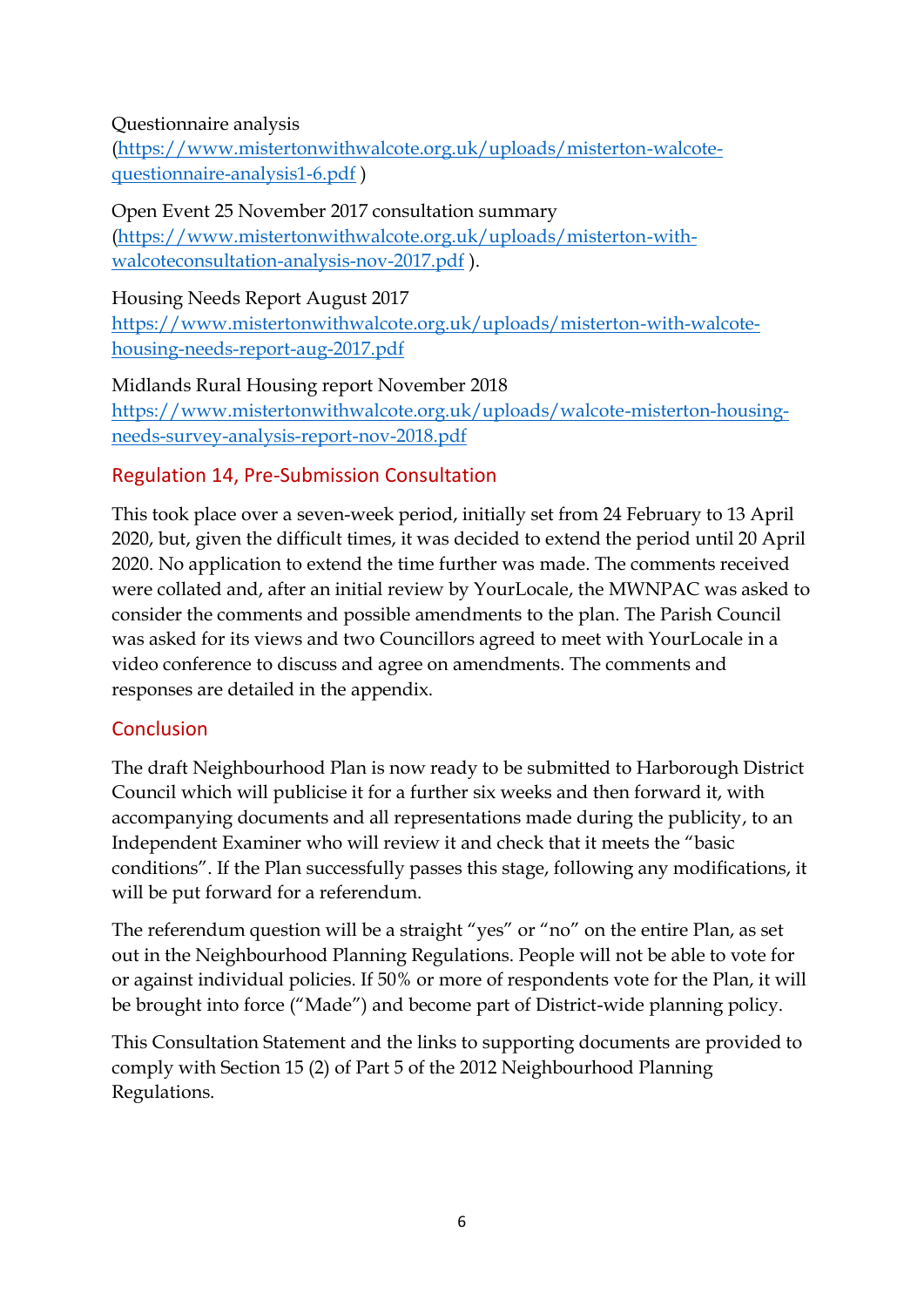Questionnaire analysis
(https://www.mistertonwithwalcote.org.uk/uploads/misterton-walcote-questionnaire-analysis1-6.pdf )

Open Event 25 November 2017 consultation summary
(https://www.mistertonwithwalcote.org.uk/uploads/misterton-with-walcoteconsultation-analysis-nov-2017.pdf ).

Housing Needs Report August 2017
https://www.mistertonwithwalcote.org.uk/uploads/misterton-with-walcote-housing-needs-report-aug-2017.pdf

Midlands Rural Housing report November 2018
https://www.mistertonwithwalcote.org.uk/uploads/walcote-misterton-housing-needs-survey-analysis-report-nov-2018.pdf

## Regulation 14, Pre-Submission Consultation

This took place over a seven-week period, initially set from 24 February to 13 April 2020, but, given the difficult times, it was decided to extend the period until 20 April 2020. No application to extend the time further was made. The comments received were collated and, after an initial review by YourLocale, the MWNPAC was asked to consider the comments and possible amendments to the plan. The Parish Council was asked for its views and two Councillors agreed to meet with YourLocale in a video conference to discuss and agree on amendments. The comments and responses are detailed in the appendix.

## Conclusion

The draft Neighbourhood Plan is now ready to be submitted to Harborough District Council which will publicise it for a further six weeks and then forward it, with accompanying documents and all representations made during the publicity, to an Independent Examiner who will review it and check that it meets the "basic conditions". If the Plan successfully passes this stage, following any modifications, it will be put forward for a referendum.

The referendum question will be a straight "yes" or "no" on the entire Plan, as set out in the Neighbourhood Planning Regulations. People will not be able to vote for or against individual policies. If 50% or more of respondents vote for the Plan, it will be brought into force ("Made") and become part of District-wide planning policy.

This Consultation Statement and the links to supporting documents are provided to comply with Section 15 (2) of Part 5 of the 2012 Neighbourhood Planning Regulations.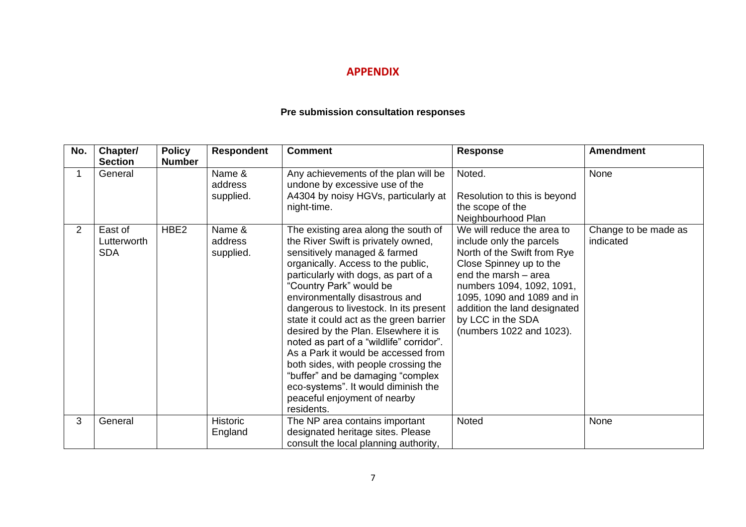# APPENDIX

**Pre submission consultation responses**

| No. | Chapter/ Section | Policy Number | Respondent | Comment | Response | Amendment |
|---|---|---|---|---|---|---|
| 1 | General | | Name & address supplied. | Any achievements of the plan will be undone by excessive use of the A4304 by noisy HGVs, particularly at night-time. | Noted.<br><br>Resolution to this is beyond the scope of the Neighbourhood Plan | None |
| 2 | East of Lutterworth SDA | HBE2 | Name & address supplied. | The existing area along the south of the River Swift is privately owned, sensitively managed & farmed organically. Access to the public, particularly with dogs, as part of a "Country Park" would be environmentally disastrous and dangerous to livestock. In its present state it could act as the green barrier desired by the Plan. Elsewhere it is noted as part of a "wildlife" corridor". As a Park it would be accessed from both sides, with people crossing the "buffer" and be damaging "complex eco-systems". It would diminish the peaceful enjoyment of nearby residents. | We will reduce the area to include only the parcels North of the Swift from Rye Close Spinney up to the end the marsh – area numbers 1094, 1092, 1091, 1095, 1090 and 1089 and in addition the land designated by LCC in the SDA (numbers 1022 and 1023). | Change to be made as indicated |
| 3 | General | | Historic England | The NP area contains important designated heritage sites. Please consult the local planning authority, | Noted | None |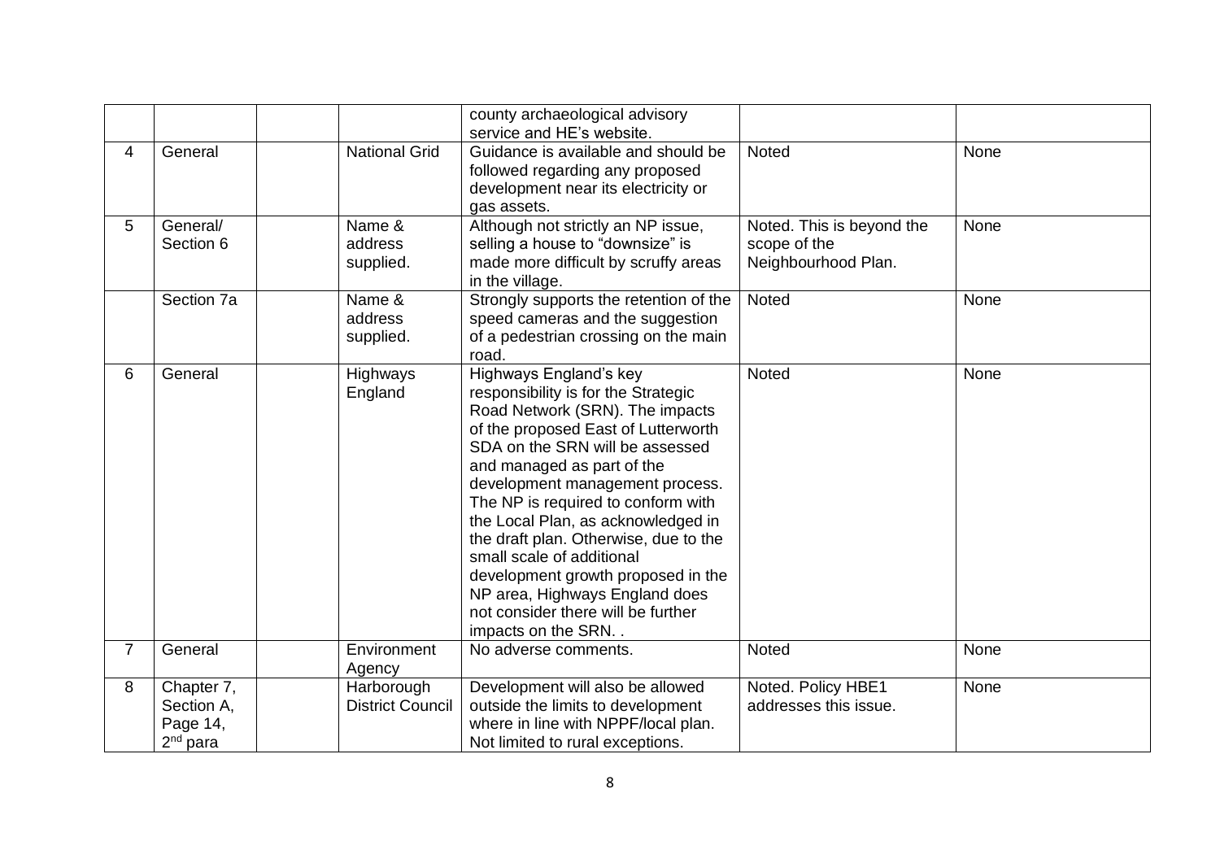|  |  |  |  | county archaeological advisory service and HE's website. |  |  |
|---|---|---|---|---|---|---|
| 4 | General |  | National Grid | Guidance is available and should be followed regarding any proposed development near its electricity or gas assets. | Noted | None |
| 5 | General/ Section 6 |  | Name & address supplied. | Although not strictly an NP issue, selling a house to "downsize" is made more difficult by scruffy areas in the village. | Noted. This is beyond the scope of the Neighbourhood Plan. | None |
|  | Section 7a |  | Name & address supplied. | Strongly supports the retention of the speed cameras and the suggestion of a pedestrian crossing on the main road. | Noted | None |
| 6 | General |  | Highways England | Highways England's key responsibility is for the Strategic Road Network (SRN). The impacts of the proposed East of Lutterworth SDA on the SRN will be assessed and managed as part of the development management process. The NP is required to conform with the Local Plan, as acknowledged in the draft plan. Otherwise, due to the small scale of additional development growth proposed in the NP area, Highways England does not consider there will be further impacts on the SRN. . | Noted | None |
| 7 | General |  | Environment Agency | No adverse comments. | Noted | None |
| 8 | Chapter 7, Section A, Page 14, 2nd para |  | Harborough District Council | Development will also be allowed outside the limits to development where in line with NPPF/local plan. Not limited to rural exceptions. | Noted. Policy HBE1 addresses this issue. | None |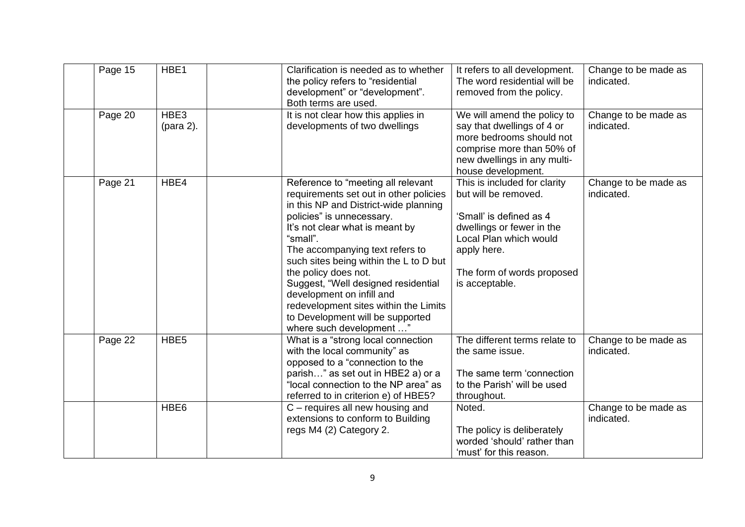|  | Page 15 | HBE1 |  | Clarification is needed as to whether the policy refers to "residential development" or "development". Both terms are used. | It refers to all development. The word residential will be removed from the policy. | Change to be made as indicated. |
|---|---|---|---|---|---|---|
|  | Page 20 | HBE3 (para 2). |  | It is not clear how this applies in developments of two dwellings | We will amend the policy to say that dwellings of 4 or more bedrooms should not comprise more than 50% of new dwellings in any multi-house development. | Change to be made as indicated. |
|  | Page 21 | HBE4 |  | Reference to "meeting all relevant requirements set out in other policies in this NP and District-wide planning policies" is unnecessary.<br>It's not clear what is meant by "small".<br>The accompanying text refers to such sites being within the L to D but the policy does not.<br>Suggest, "Well designed residential development on infill and redevelopment sites within the Limits to Development will be supported where such development …" | This is included for clarity but will be removed.<br><br>'Small' is defined as 4 dwellings or fewer in the Local Plan which would apply here.<br><br>The form of words proposed is acceptable. | Change to be made as indicated. |
|  | Page 22 | HBE5 |  | What is a "strong local connection with the local community" as opposed to a "connection to the parish…" as set out in HBE2 a) or a "local connection to the NP area" as referred to in criterion e) of HBE5? | The different terms relate to the same issue.<br><br>The same term 'connection to the Parish' will be used throughout. | Change to be made as indicated. |
|  |  | HBE6 |  | C – requires all new housing and extensions to conform to Building regs M4 (2) Category 2. | Noted.<br><br>The policy is deliberately worded 'should' rather than 'must' for this reason. | Change to be made as indicated. |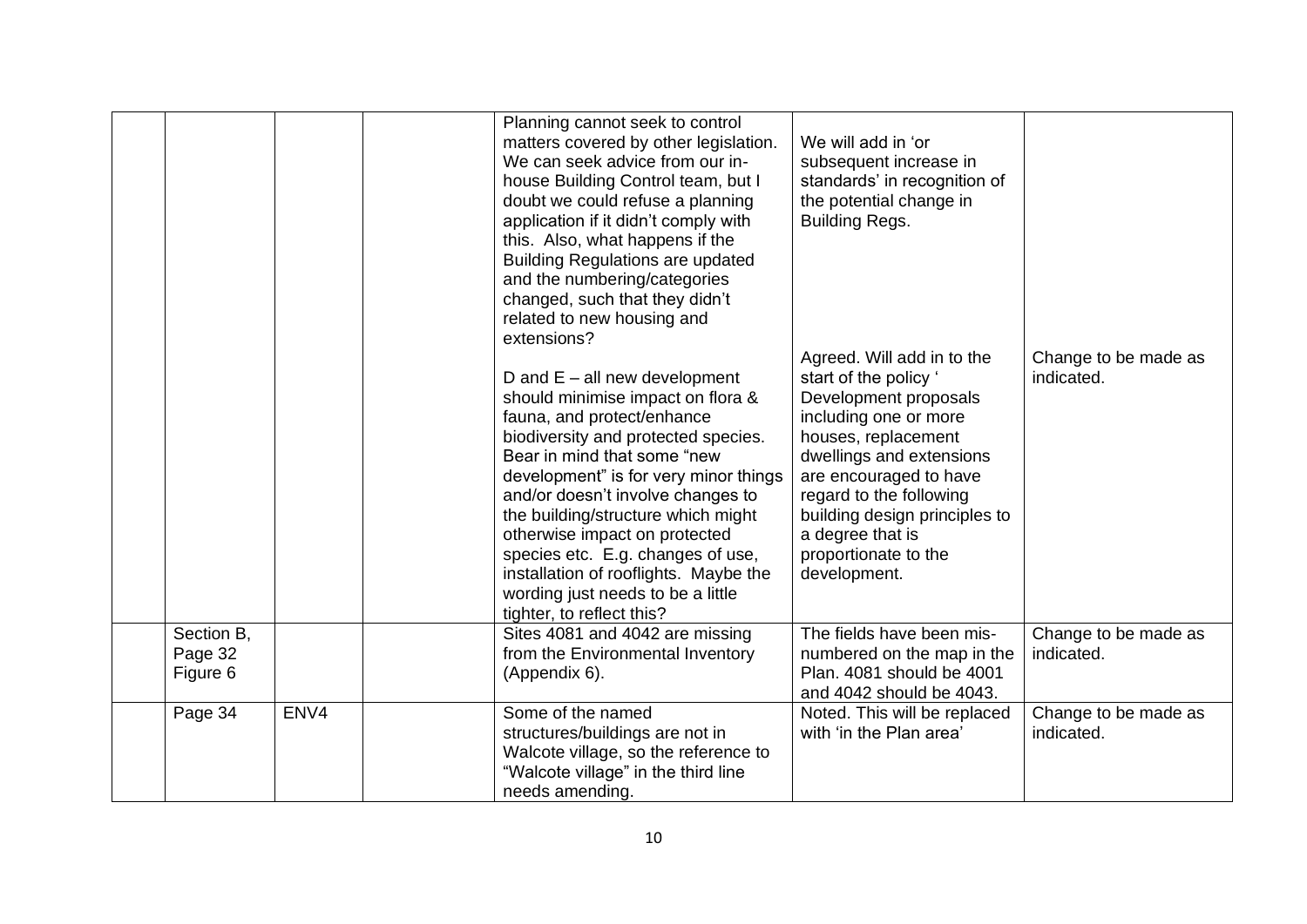| | | | | | | |
|---|---|---|---|---|---|---|
| | | | | Planning cannot seek to control matters covered by other legislation. We can seek advice from our in-house Building Control team, but I doubt we could refuse a planning application if it didn't comply with this. Also, what happens if the Building Regulations are updated and the numbering/categories changed, such that they didn't related to new housing and extensions?<br><br>D and E – all new development should minimise impact on flora & fauna, and protect/enhance biodiversity and protected species. Bear in mind that some "new development" is for very minor things and/or doesn't involve changes to the building/structure which might otherwise impact on protected species etc. E.g. changes of use, installation of rooflights. Maybe the wording just needs to be a little tighter, to reflect this? | We will add in 'or subsequent increase in standards' in recognition of the potential change in Building Regs.<br><br>Agreed. Will add in to the start of the policy ' Development proposals including one or more houses, replacement dwellings and extensions are encouraged to have regard to the following building design principles to a degree that is proportionate to the development. | Change to be made as indicated. |
| | Section B, Page 32 Figure 6 | | | Sites 4081 and 4042 are missing from the Environmental Inventory (Appendix 6). | The fields have been mis-numbered on the map in the Plan. 4081 should be 4001 and 4042 should be 4043. | Change to be made as indicated. |
| | Page 34 | ENV4 | | Some of the named structures/buildings are not in Walcote village, so the reference to "Walcote village" in the third line needs amending. | Noted. This will be replaced with 'in the Plan area' | Change to be made as indicated. |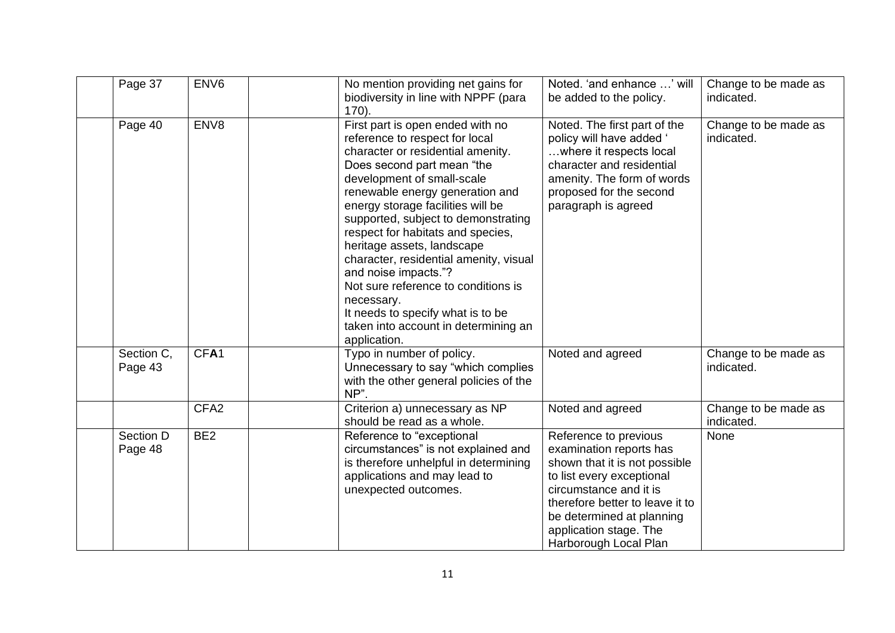| | | | | | | |
|---|---|---|---|---|---|---|
| | Page 37 | ENV6 | | No mention providing net gains for biodiversity in line with NPPF (para 170). | Noted. 'and enhance …' will be added to the policy. | Change to be made as indicated. |
| | Page 40 | ENV8 | | First part is open ended with no reference to respect for local character or residential amenity. Does second part mean "the development of small-scale renewable energy generation and energy storage facilities will be supported, subject to demonstrating respect for habitats and species, heritage assets, landscape character, residential amenity, visual and noise impacts."? Not sure reference to conditions is necessary. It needs to specify what is to be taken into account in determining an application. | Noted. The first part of the policy will have added ' …where it respects local character and residential amenity. The form of words proposed for the second paragraph is agreed | Change to be made as indicated. |
| | Section C, Page 43 | CF**A**1 | | Typo in number of policy. Unnecessary to say "which complies with the other general policies of the NP". | Noted and agreed | Change to be made as indicated. |
| | | CFA2 | | Criterion a) unnecessary as NP should be read as a whole. | Noted and agreed | Change to be made as indicated. |
| | Section D Page 48 | BE2 | | Reference to "exceptional circumstances" is not explained and is therefore unhelpful in determining applications and may lead to unexpected outcomes. | Reference to previous examination reports has shown that it is not possible to list every exceptional circumstance and it is therefore better to leave it to be determined at planning application stage. The Harborough Local Plan | None |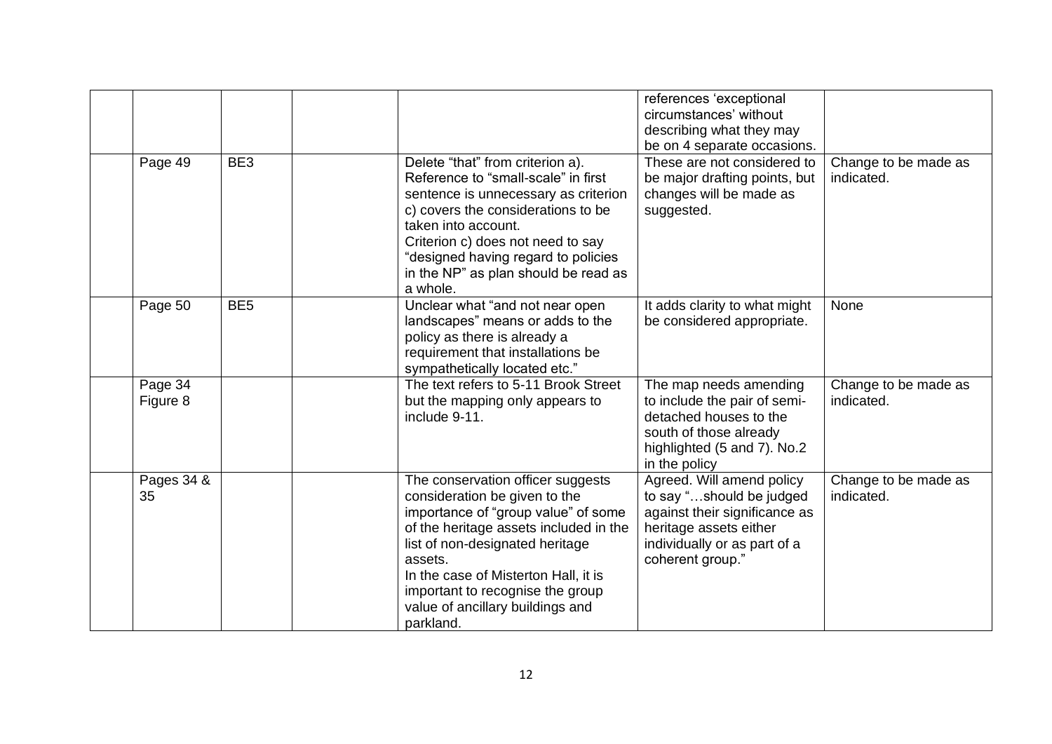|  |  |  |  |  |  |  |
|---|---|---|---|---|---|---|
|  |  |  |  |  | references 'exceptional circumstances' without describing what they may be on 4 separate occasions. |  |
|  | Page 49 | BE3 |  | Delete "that" from criterion a). Reference to "small-scale" in first sentence is unnecessary as criterion c) covers the considerations to be taken into account. Criterion c) does not need to say "designed having regard to policies in the NP" as plan should be read as a whole. | These are not considered to be major drafting points, but changes will be made as suggested. | Change to be made as indicated. |
|  | Page 50 | BE5 |  | Unclear what "and not near open landscapes" means or adds to the policy as there is already a requirement that installations be sympathetically located etc." | It adds clarity to what might be considered appropriate. | None |
|  | Page 34 Figure 8 |  |  | The text refers to 5-11 Brook Street but the mapping only appears to include 9-11. | The map needs amending to include the pair of semi-detached houses to the south of those already highlighted (5 and 7). No.2 in the policy | Change to be made as indicated. |
|  | Pages 34 & 35 |  |  | The conservation officer suggests consideration be given to the importance of "group value" of some of the heritage assets included in the list of non-designated heritage assets. In the case of Misterton Hall, it is important to recognise the group value of ancillary buildings and parkland. | Agreed. Will amend policy to say "…should be judged against their significance as heritage assets either individually or as part of a coherent group." | Change to be made as indicated. |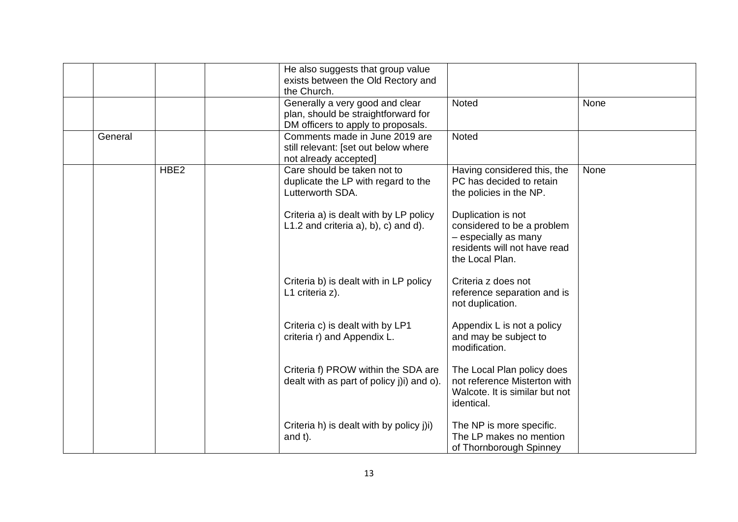| | | | | | | |
|---|---|---|---|---|---|---|
| | | | | He also suggests that group value exists between the Old Rectory and the Church. | | |
| | | | | Generally a very good and clear plan, should be straightforward for DM officers to apply to proposals. | Noted | None |
| | General | | | Comments made in June 2019 are still relevant: [set out below where not already accepted] | Noted | |
| | | HBE2 | | Care should be taken not to duplicate the LP with regard to the Lutterworth SDA.<br><br>Criteria a) is dealt with by LP policy L1.2 and criteria a), b), c) and d).<br><br>Criteria b) is dealt with in LP policy L1 criteria z).<br><br>Criteria c) is dealt with by LP1 criteria r) and Appendix L.<br><br>Criteria f) PROW within the SDA are dealt with as part of policy j)i) and o).<br><br>Criteria h) is dealt with by policy j)i) and t). | Having considered this, the PC has decided to retain the policies in the NP.<br><br>Duplication is not considered to be a problem – especially as many residents will not have read the Local Plan.<br><br>Criteria z does not reference separation and is not duplication.<br><br>Appendix L is not a policy and may be subject to modification.<br><br>The Local Plan policy does not reference Misterton with Walcote. It is similar but not identical.<br><br>The NP is more specific. The LP makes no mention of Thornborough Spinney | None |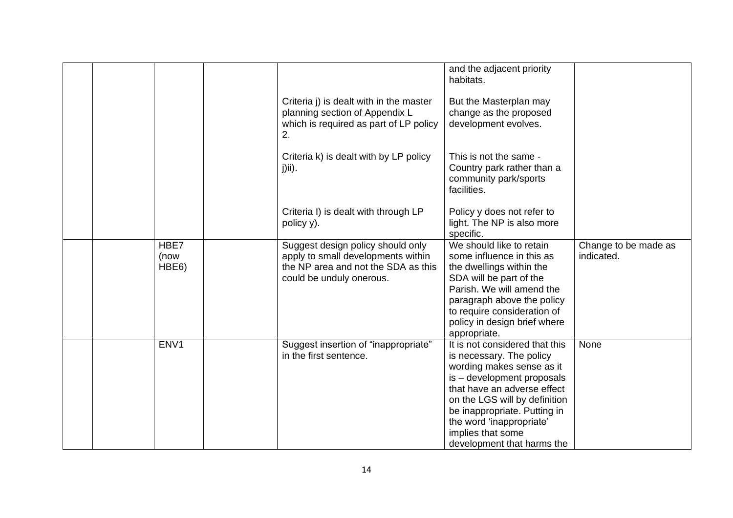|  |  |  |  |  |  |  |
|---|---|---|---|---|---|---|
|  |  |  |  |  | and the adjacent priority habitats. |  |
|  |  |  |  | Criteria j) is dealt with in the master planning section of Appendix L which is required as part of LP policy 2. | But the Masterplan may change as the proposed development evolves. |  |
|  |  |  |  | Criteria k) is dealt with by LP policy j)ii). | This is not the same - Country park rather than a community park/sports facilities. |  |
|  |  |  |  | Criteria I) is dealt with through LP policy y). | Policy y does not refer to light. The NP is also more specific. |  |
|  |  | HBE7 (now HBE6) |  | Suggest design policy should only apply to small developments within the NP area and not the SDA as this could be unduly onerous. | We should like to retain some influence in this as the dwellings within the SDA will be part of the Parish. We will amend the paragraph above the policy to require consideration of policy in design brief where appropriate. | Change to be made as indicated. |
|  |  | ENV1 |  | Suggest insertion of "inappropriate" in the first sentence. | It is not considered that this is necessary. The policy wording makes sense as it is – development proposals that have an adverse effect on the LGS will by definition be inappropriate. Putting in the word 'inappropriate' implies that some development that harms the | None |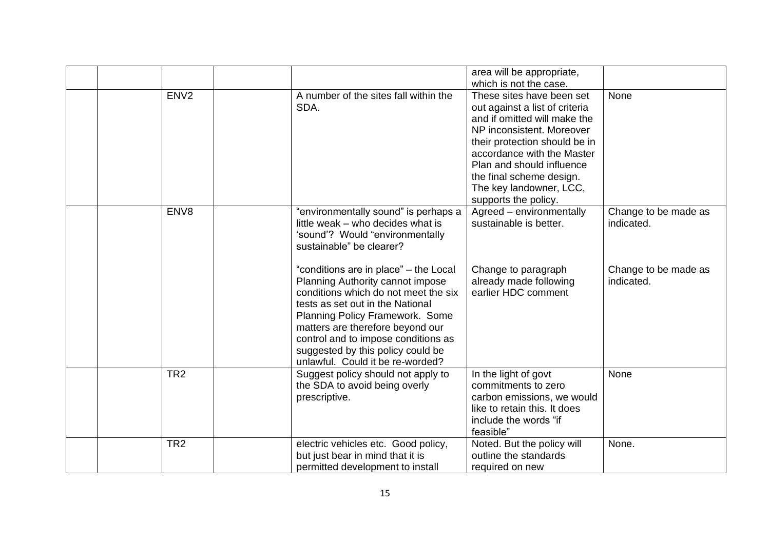| | | | | | | |
|---|---|---|---|---|---|---|
| | | | | | area will be appropriate, which is not the case. | |
| | | ENV2 | | A number of the sites fall within the SDA. | These sites have been set out against a list of criteria and if omitted will make the NP inconsistent. Moreover their protection should be in accordance with the Master Plan and should influence the final scheme design. The key landowner, LCC, supports the policy. | None |
| | | ENV8 | | "environmentally sound" is perhaps a little weak – who decides what is 'sound'? Would "environmentally sustainable" be clearer?<br><br>"conditions are in place" – the Local Planning Authority cannot impose conditions which do not meet the six tests as set out in the National Planning Policy Framework. Some matters are therefore beyond our control and to impose conditions as suggested by this policy could be unlawful. Could it be re-worded? | Agreed – environmentally sustainable is better.<br><br>Change to paragraph already made following earlier HDC comment | Change to be made as indicated.<br><br>Change to be made as indicated. |
| | | TR2 | | Suggest policy should not apply to the SDA to avoid being overly prescriptive. | In the light of govt commitments to zero carbon emissions, we would like to retain this. It does include the words "if feasible" | None |
| | | TR2 | | electric vehicles etc. Good policy, but just bear in mind that it is permitted development to install | Noted. But the policy will outline the standards required on new | None. |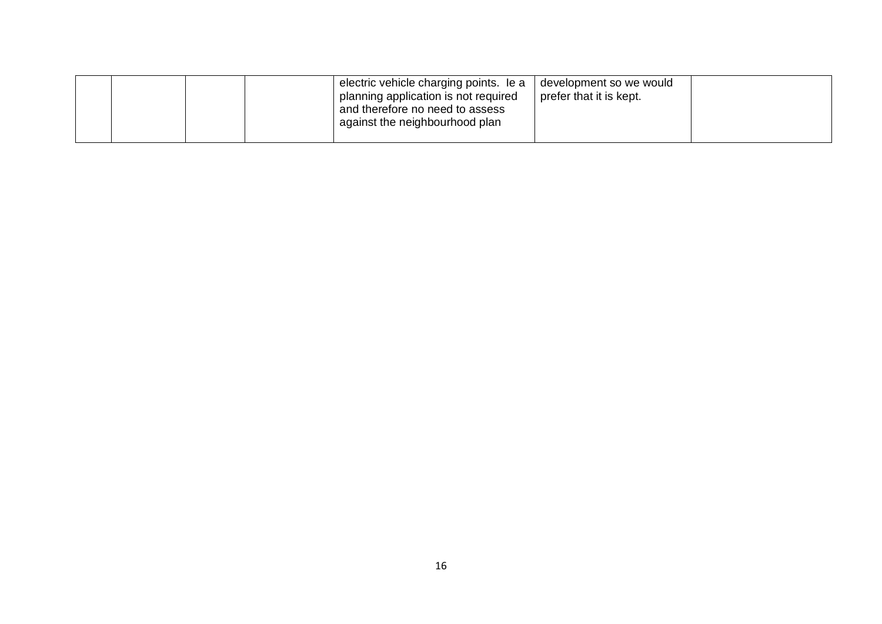| | | | | | | |
|---|---|---|---|---|---|---|
| | | | | electric vehicle charging points. Ie a planning application is not required and therefore no need to assess against the neighbourhood plan | development so we would prefer that it is kept. | |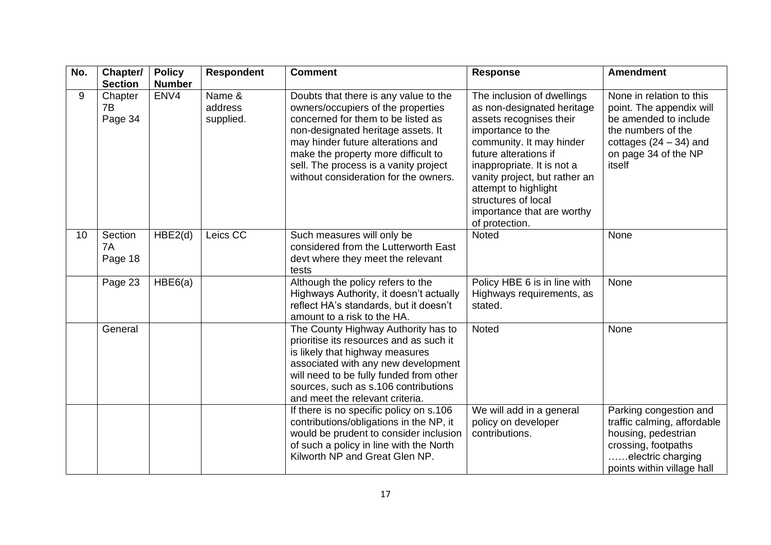| No. | Chapter/ Section | Policy Number | Respondent | Comment | Response | Amendment |
|---|---|---|---|---|---|---|
| 9 | Chapter 7B Page 34 | ENV4 | Name & address supplied. | Doubts that there is any value to the owners/occupiers of the properties concerned for them to be listed as non-designated heritage assets. It may hinder future alterations and make the property more difficult to sell. The process is a vanity project without consideration for the owners. | The inclusion of dwellings as non-designated heritage assets recognises their importance to the community. It may hinder future alterations if inappropriate. It is not a vanity project, but rather an attempt to highlight structures of local importance that are worthy of protection. | None in relation to this point. The appendix will be amended to include the numbers of the cottages (24 – 34) and on page 34 of the NP itself |
| 10 | Section 7A Page 18 | HBE2(d) | Leics CC | Such measures will only be considered from the Lutterworth East devt where they meet the relevant tests | Noted | None |
| | Page 23 | HBE6(a) | | Although the policy refers to the Highways Authority, it doesn't actually reflect HA's standards, but it doesn't amount to a risk to the HA. | Policy HBE 6 is in line with Highways requirements, as stated. | None |
| | General | | | The County Highway Authority has to prioritise its resources and as such it is likely that highway measures associated with any new development will need to be fully funded from other sources, such as s.106 contributions and meet the relevant criteria. | Noted | None |
| | | | | If there is no specific policy on s.106 contributions/obligations in the NP, it would be prudent to consider inclusion of such a policy in line with the North Kilworth NP and Great Glen NP. | We will add in a general policy on developer contributions. | Parking congestion and traffic calming, affordable housing, pedestrian crossing, footpaths ……electric charging points within village hall |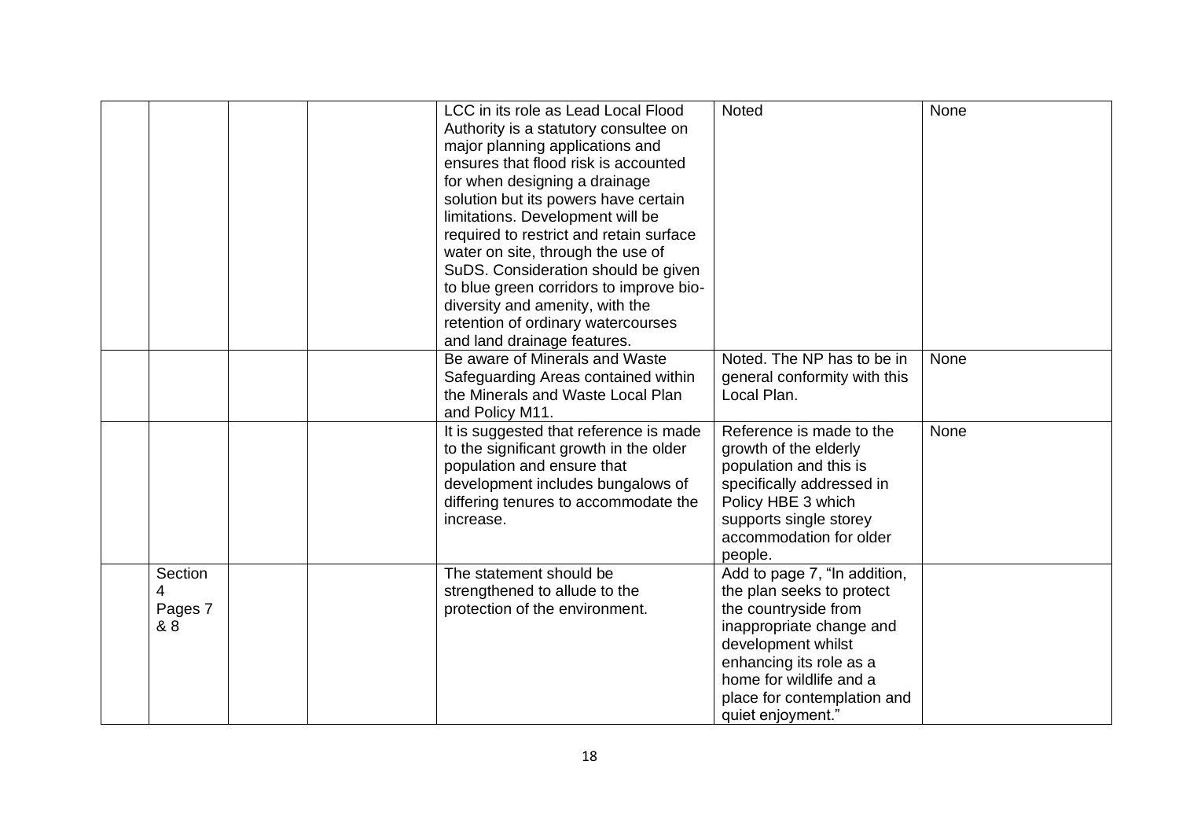| | | | | | | |
|---|---|---|---|---|---|---|
| | | | | LCC in its role as Lead Local Flood Authority is a statutory consultee on major planning applications and ensures that flood risk is accounted for when designing a drainage solution but its powers have certain limitations. Development will be required to restrict and retain surface water on site, through the use of SuDS. Consideration should be given to blue green corridors to improve bio-diversity and amenity, with the retention of ordinary watercourses and land drainage features. | Noted | None |
| | | | | Be aware of Minerals and Waste Safeguarding Areas contained within the Minerals and Waste Local Plan and Policy M11. | Noted. The NP has to be in general conformity with this Local Plan. | None |
| | | | | It is suggested that reference is made to the significant growth in the older population and ensure that development includes bungalows of differing tenures to accommodate the increase. | Reference is made to the growth of the elderly population and this is specifically addressed in Policy HBE 3 which supports single storey accommodation for older people. | None |
| | Section 4 Pages 7 & 8 | | | The statement should be strengthened to allude to the protection of the environment. | Add to page 7, "In addition, the plan seeks to protect the countryside from inappropriate change and development whilst enhancing its role as a home for wildlife and a place for contemplation and quiet enjoyment." | |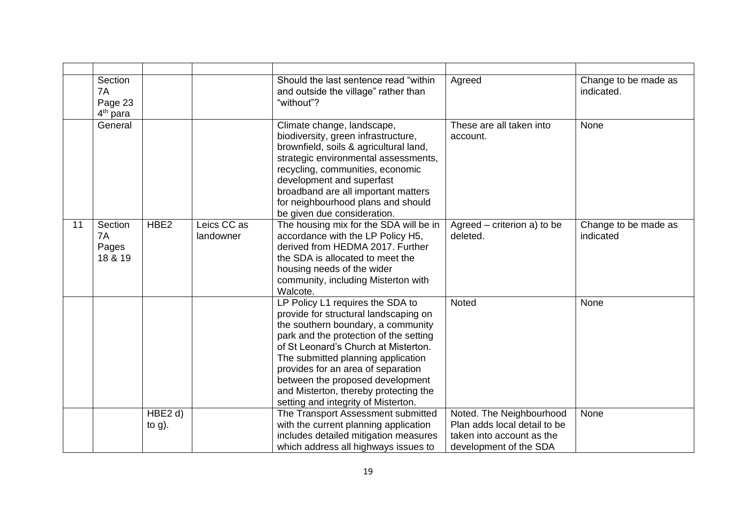| | | | | | | |
|---|---|---|---|---|---|---|
| | Section 7A Page 23 4th para | | | Should the last sentence read "within and outside the village" rather than "without"? | Agreed | Change to be made as indicated. |
| | General | | | Climate change, landscape, biodiversity, green infrastructure, brownfield, soils & agricultural land, strategic environmental assessments, recycling, communities, economic development and superfast broadband are all important matters for neighbourhood plans and should be given due consideration. | These are all taken into account. | None |
| 11 | Section 7A Pages 18 & 19 | HBE2 | Leics CC as landowner | The housing mix for the SDA will be in accordance with the LP Policy H5, derived from HEDMA 2017. Further the SDA is allocated to meet the housing needs of the wider community, including Misterton with Walcote. | Agreed – criterion a) to be deleted. | Change to be made as indicated |
| | | | | LP Policy L1 requires the SDA to provide for structural landscaping on the southern boundary, a community park and the protection of the setting of St Leonard's Church at Misterton. The submitted planning application provides for an area of separation between the proposed development and Misterton, thereby protecting the setting and integrity of Misterton. | Noted | None |
| | | HBE2 d) to g). | | The Transport Assessment submitted with the current planning application includes detailed mitigation measures which address all highways issues to | Noted. The Neighbourhood Plan adds local detail to be taken into account as the development of the SDA | None |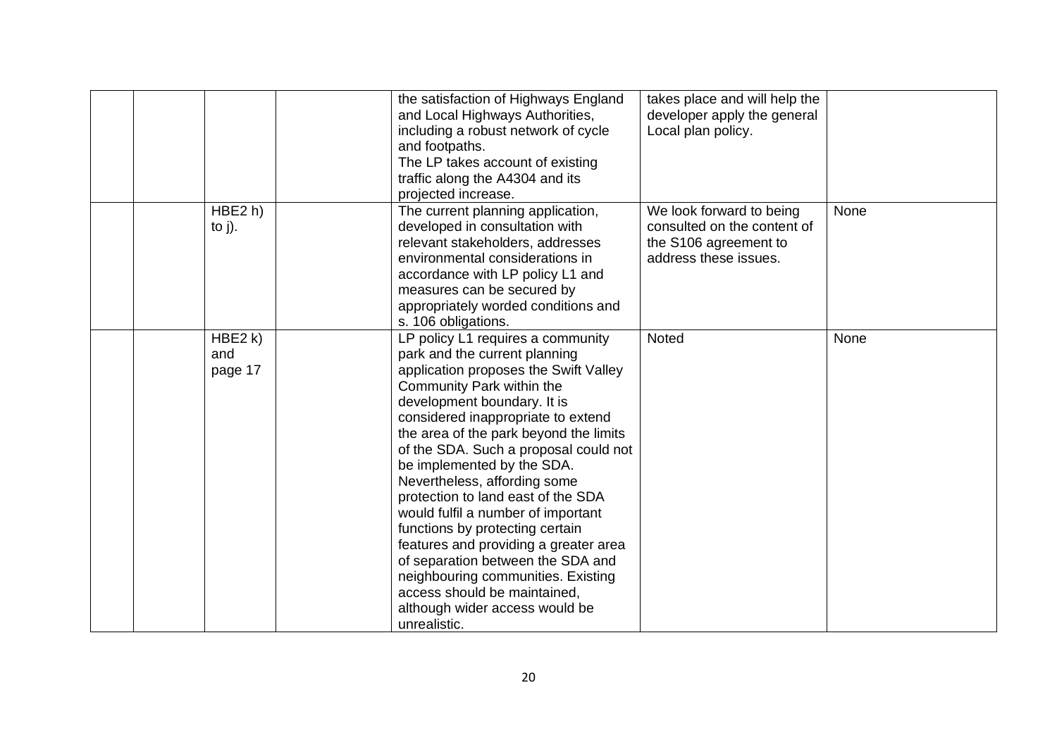| | | | | | | |
|---|---|---|---|---|---|---|
| | | | | the satisfaction of Highways England and Local Highways Authorities, including a robust network of cycle and footpaths. The LP takes account of existing traffic along the A4304 and its projected increase. | takes place and will help the developer apply the general Local plan policy. | |
| | | HBE2 h) to j). | | The current planning application, developed in consultation with relevant stakeholders, addresses environmental considerations in accordance with LP policy L1 and measures can be secured by appropriately worded conditions and s. 106 obligations. | We look forward to being consulted on the content of the S106 agreement to address these issues. | None |
| | | HBE2 k) and page 17 | | LP policy L1 requires a community park and the current planning application proposes the Swift Valley Community Park within the development boundary. It is considered inappropriate to extend the area of the park beyond the limits of the SDA. Such a proposal could not be implemented by the SDA. Nevertheless, affording some protection to land east of the SDA would fulfil a number of important functions by protecting certain features and providing a greater area of separation between the SDA and neighbouring communities. Existing access should be maintained, although wider access would be unrealistic. | Noted | None |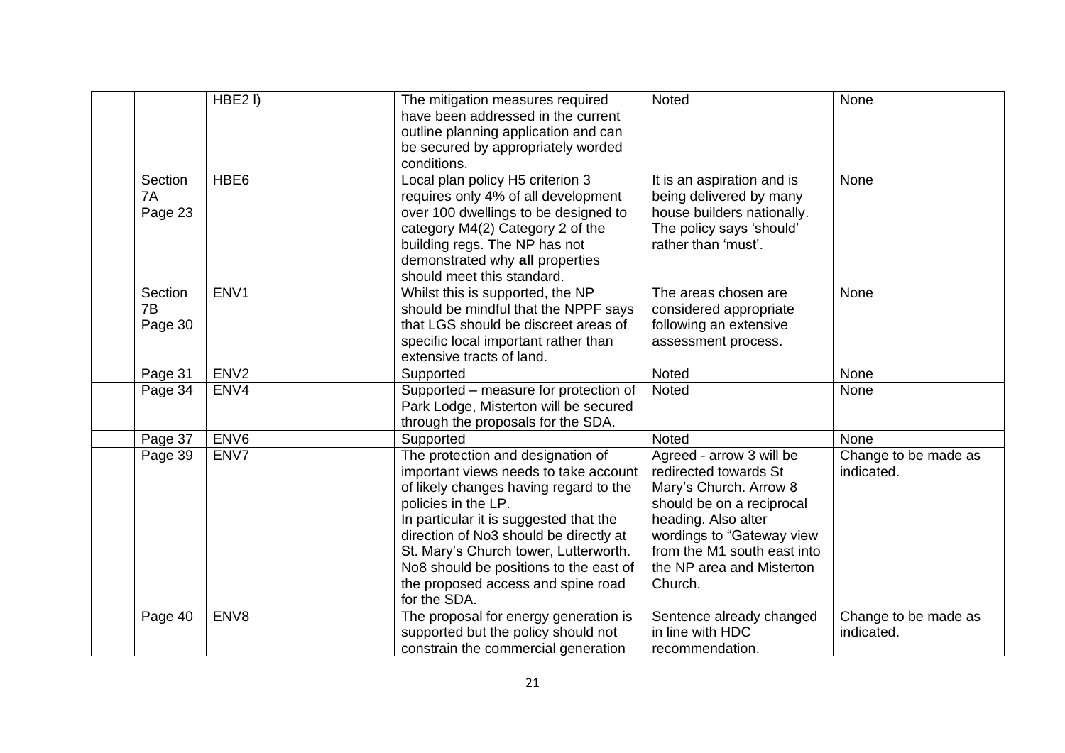| | | | | | | |
|---|---|---|---|---|---|---|
| | | HBE2 l) | | The mitigation measures required have been addressed in the current outline planning application and can be secured by appropriately worded conditions. | Noted | None |
| | Section 7A Page 23 | HBE6 | | Local plan policy H5 criterion 3 requires only 4% of all development over 100 dwellings to be designed to category M4(2) Category 2 of the building regs. The NP has not demonstrated why **all** properties should meet this standard. | It is an aspiration and is being delivered by many house builders nationally. The policy says 'should' rather than 'must'. | None |
| | Section 7B Page 30 | ENV1 | | Whilst this is supported, the NP should be mindful that the NPPF says that LGS should be discreet areas of specific local important rather than extensive tracts of land. | The areas chosen are considered appropriate following an extensive assessment process. | None |
| | Page 31 | ENV2 | | Supported | Noted | None |
| | Page 34 | ENV4 | | Supported – measure for protection of Park Lodge, Misterton will be secured through the proposals for the SDA. | Noted | None |
| | Page 37 | ENV6 | | Supported | Noted | None |
| | Page 39 | ENV7 | | The protection and designation of important views needs to take account of likely changes having regard to the policies in the LP.<br>In particular it is suggested that the direction of No3 should be directly at St. Mary's Church tower, Lutterworth. No8 should be positions to the east of the proposed access and spine road for the SDA. | Agreed - arrow 3 will be redirected towards St Mary's Church. Arrow 8 should be on a reciprocal heading. Also alter wordings to "Gateway view from the M1 south east into the NP area and Misterton Church. | Change to be made as indicated. |
| | Page 40 | ENV8 | | The proposal for energy generation is supported but the policy should not constrain the commercial generation | Sentence already changed in line with HDC recommendation. | Change to be made as indicated. |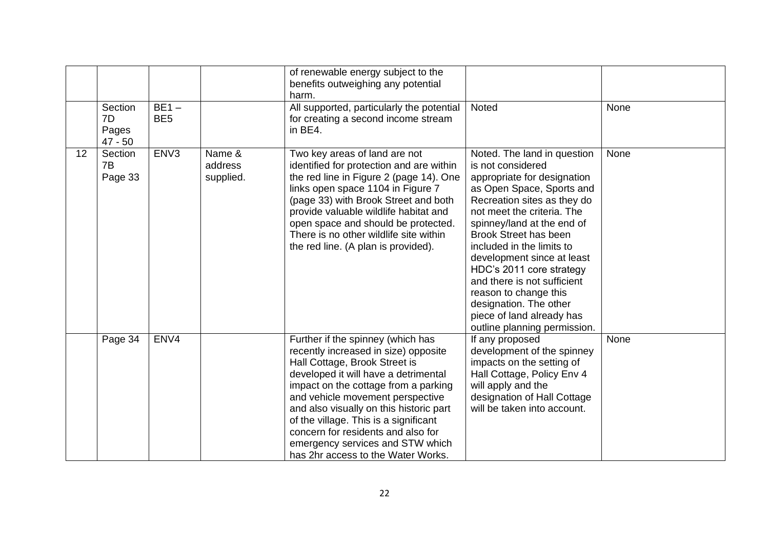| | | | | | | |
|---|---|---|---|---|---|---|
| | | | | of renewable energy subject to the benefits outweighing any potential harm. | | |
| | Section 7D Pages 47 - 50 | BE1 – BE5 | | All supported, particularly the potential for creating a second income stream in BE4. | Noted | None |
| 12 | Section 7B Page 33 | ENV3 | Name & address supplied. | Two key areas of land are not identified for protection and are within the red line in Figure 2 (page 14). One links open space 1104 in Figure 7 (page 33) with Brook Street and both provide valuable wildlife habitat and open space and should be protected. There is no other wildlife site within the red line. (A plan is provided). | Noted. The land in question is not considered appropriate for designation as Open Space, Sports and Recreation sites as they do not meet the criteria. The spinney/land at the end of Brook Street has been included in the limits to development since at least HDC's 2011 core strategy and there is not sufficient reason to change this designation. The other piece of land already has outline planning permission. | None |
| | Page 34 | ENV4 | | Further if the spinney (which has recently increased in size) opposite Hall Cottage, Brook Street is developed it will have a detrimental impact on the cottage from a parking and vehicle movement perspective and also visually on this historic part of the village. This is a significant concern for residents and also for emergency services and STW which has 2hr access to the Water Works. | If any proposed development of the spinney impacts on the setting of Hall Cottage, Policy Env 4 will apply and the designation of Hall Cottage will be taken into account. | None |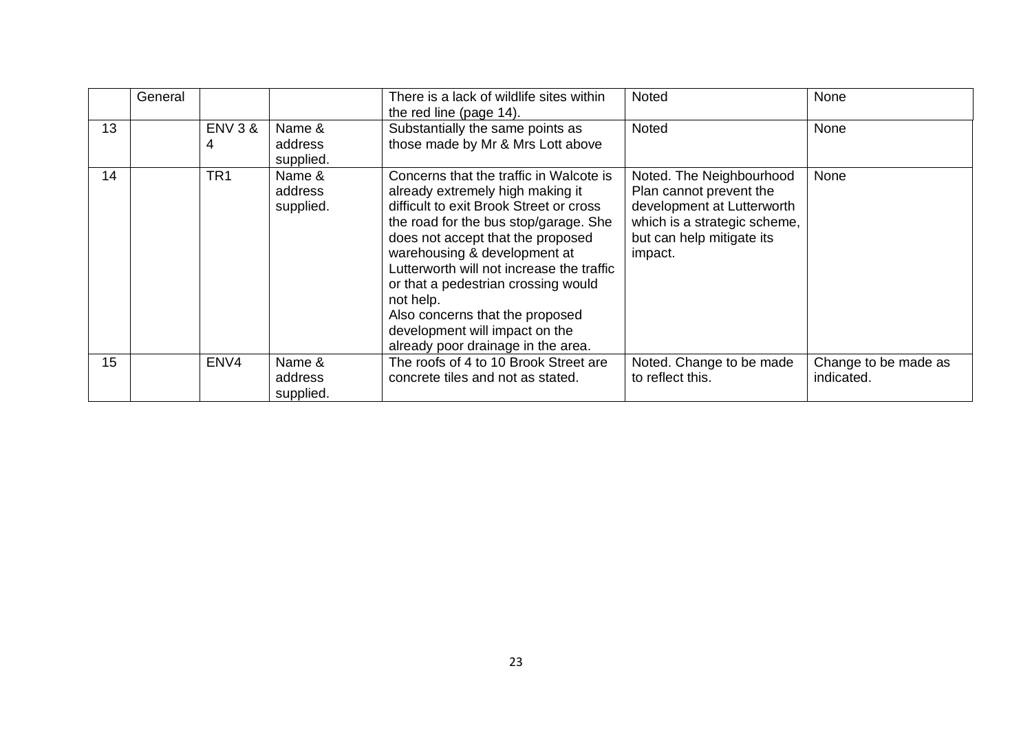| | | | | | | |
|---|---|---|---|---|---|---|
| | General | | | There is a lack of wildlife sites within the red line (page 14). | Noted | None |
| 13 | | ENV 3 & 4 | Name & address supplied. | Substantially the same points as those made by Mr & Mrs Lott above | Noted | None |
| 14 | | TR1 | Name & address supplied. | Concerns that the traffic in Walcote is already extremely high making it difficult to exit Brook Street or cross the road for the bus stop/garage. She does not accept that the proposed warehousing & development at Lutterworth will not increase the traffic or that a pedestrian crossing would not help.<br>Also concerns that the proposed development will impact on the already poor drainage in the area. | Noted. The Neighbourhood Plan cannot prevent the development at Lutterworth which is a strategic scheme, but can help mitigate its impact. | None |
| 15 | | ENV4 | Name & address supplied. | The roofs of 4 to 10 Brook Street are concrete tiles and not as stated. | Noted. Change to be made to reflect this. | Change to be made as indicated. |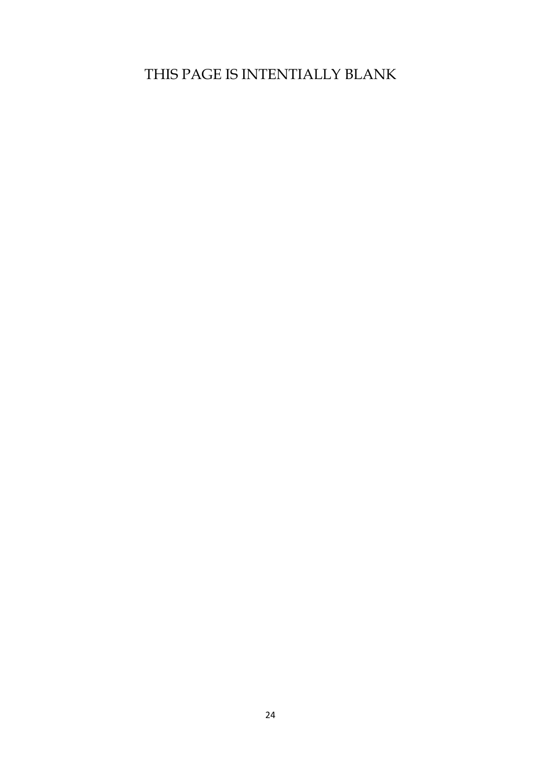THIS PAGE IS INTENTIALLY BLANK